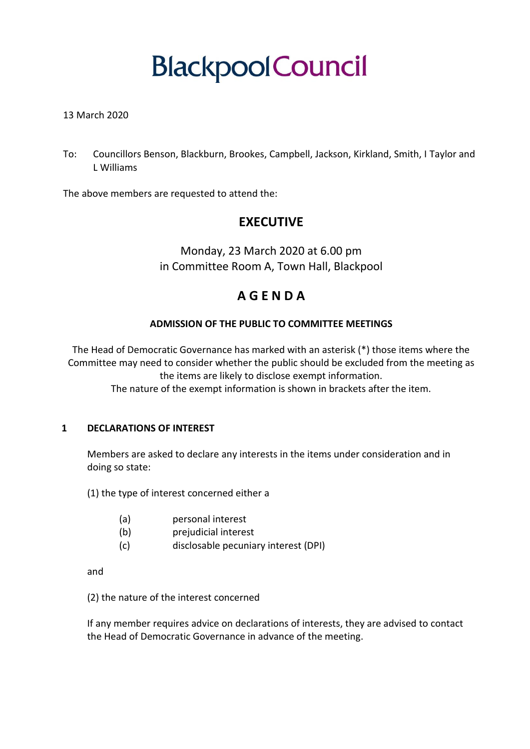# Blackpool Council

13 March 2020

To: Councillors Benson, Blackburn, Brookes, Campbell, Jackson, Kirkland, Smith, I Taylor and L Williams

The above members are requested to attend the:

## EXECUTIVE

Monday, 23 March 2020 at 6.00 pm
in Committee Room A, Town Hall, Blackpool

## A G E N D A

### ADMISSION OF THE PUBLIC TO COMMITTEE MEETINGS

The Head of Democratic Governance has marked with an asterisk (*) those items where the Committee may need to consider whether the public should be excluded from the meeting as the items are likely to disclose exempt information.
The nature of the exempt information is shown in brackets after the item.

### 1 DECLARATIONS OF INTEREST

Members are asked to declare any interests in the items under consideration and in doing so state:

(1) the type of interest concerned either a

- (a) personal interest
- (b) prejudicial interest
- (c) disclosable pecuniary interest (DPI)

and

(2) the nature of the interest concerned

If any member requires advice on declarations of interests, they are advised to contact the Head of Democratic Governance in advance of the meeting.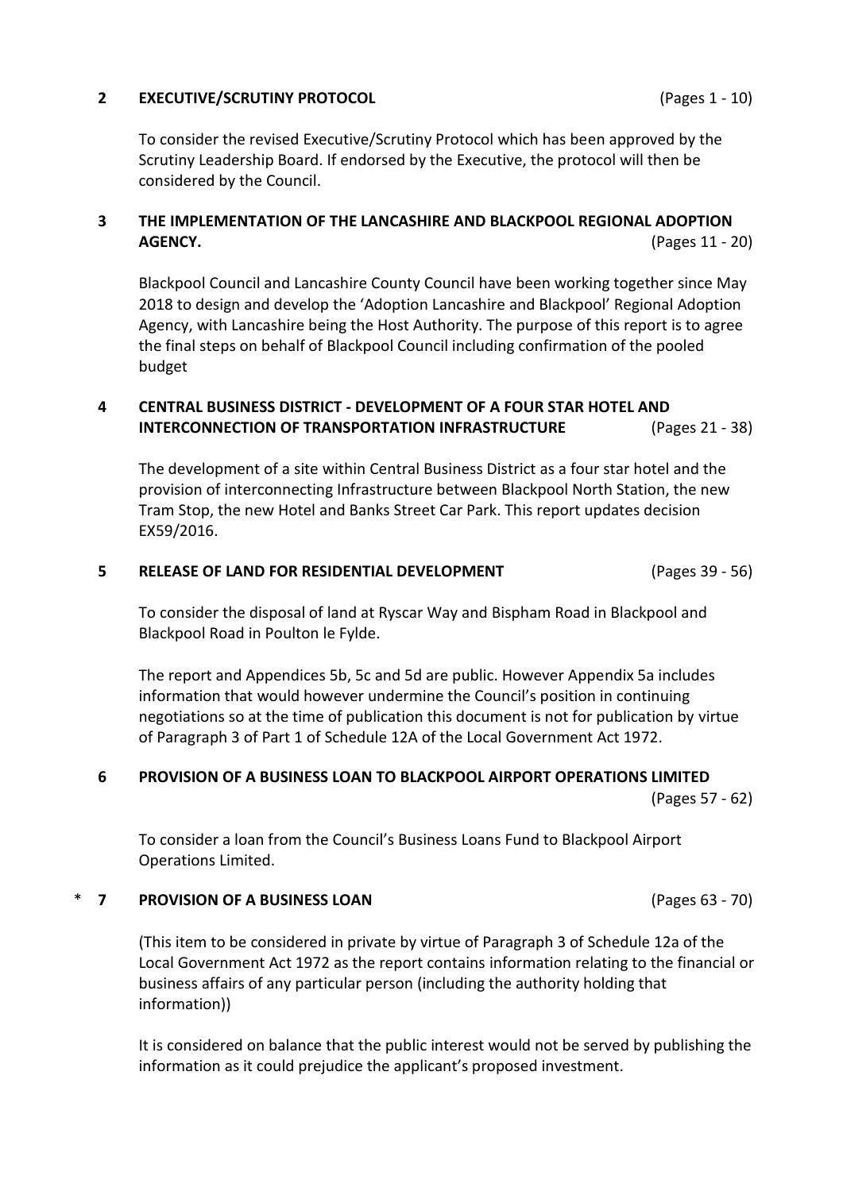**2 EXECUTIVE/SCRUTINY PROTOCOL** (Pages 1 - 10)

To consider the revised Executive/Scrutiny Protocol which has been approved by the Scrutiny Leadership Board. If endorsed by the Executive, the protocol will then be considered by the Council.

**3 THE IMPLEMENTATION OF THE LANCASHIRE AND BLACKPOOL REGIONAL ADOPTION AGENCY.** (Pages 11 - 20)

Blackpool Council and Lancashire County Council have been working together since May 2018 to design and develop the 'Adoption Lancashire and Blackpool' Regional Adoption Agency, with Lancashire being the Host Authority. The purpose of this report is to agree the final steps on behalf of Blackpool Council including confirmation of the pooled budget

**4 CENTRAL BUSINESS DISTRICT - DEVELOPMENT OF A FOUR STAR HOTEL AND INTERCONNECTION OF TRANSPORTATION INFRASTRUCTURE** (Pages 21 - 38)

The development of a site within Central Business District as a four star hotel and the provision of interconnecting Infrastructure between Blackpool North Station, the new Tram Stop, the new Hotel and Banks Street Car Park. This report updates decision EX59/2016.

**5 RELEASE OF LAND FOR RESIDENTIAL DEVELOPMENT** (Pages 39 - 56)

To consider the disposal of land at Ryscar Way and Bispham Road in Blackpool and Blackpool Road in Poulton le Fylde.

The report and Appendices 5b, 5c and 5d are public. However Appendix 5a includes information that would however undermine the Council's position in continuing negotiations so at the time of publication this document is not for publication by virtue of Paragraph 3 of Part 1 of Schedule 12A of the Local Government Act 1972.

**6 PROVISION OF A BUSINESS LOAN TO BLACKPOOL AIRPORT OPERATIONS LIMITED** (Pages 57 - 62)

To consider a loan from the Council's Business Loans Fund to Blackpool Airport Operations Limited.

\* **7 PROVISION OF A BUSINESS LOAN** (Pages 63 - 70)

(This item to be considered in private by virtue of Paragraph 3 of Schedule 12a of the Local Government Act 1972 as the report contains information relating to the financial or business affairs of any particular person (including the authority holding that information))

It is considered on balance that the public interest would not be served by publishing the information as it could prejudice the applicant's proposed investment.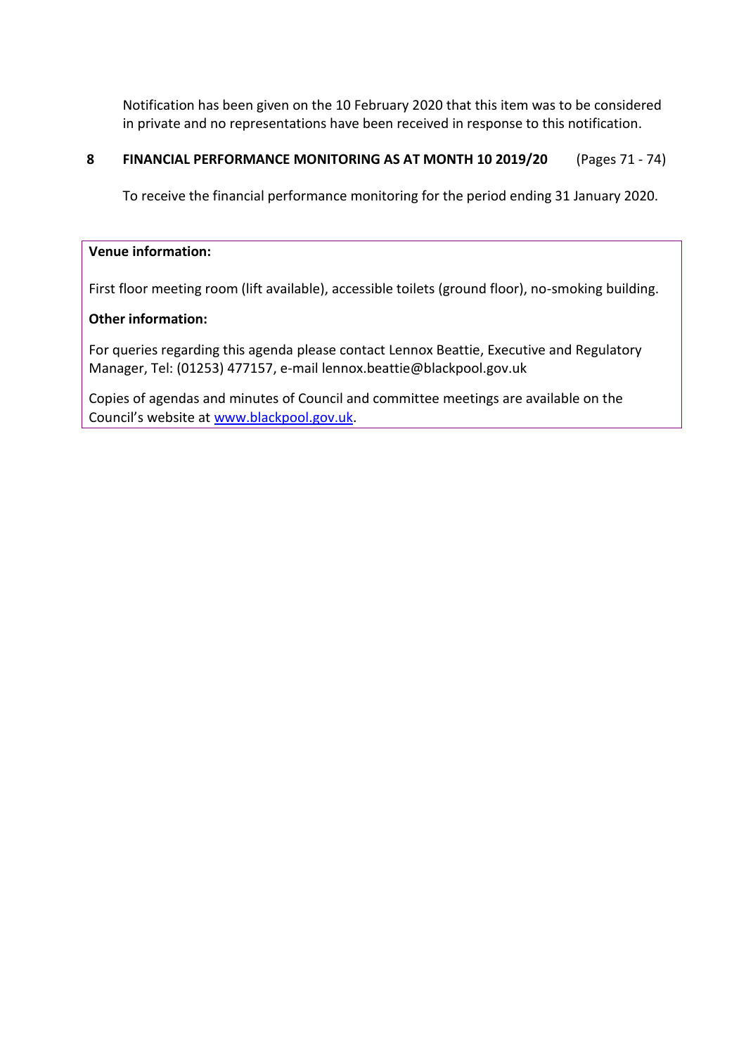Notification has been given on the 10 February 2020 that this item was to be considered in private and no representations have been received in response to this notification.

**8 FINANCIAL PERFORMANCE MONITORING AS AT MONTH 10 2019/20** (Pages 71 - 74)

To receive the financial performance monitoring for the period ending 31 January 2020.

**Venue information:**

First floor meeting room (lift available), accessible toilets (ground floor), no-smoking building.

**Other information:**

For queries regarding this agenda please contact Lennox Beattie, Executive and Regulatory Manager, Tel: (01253) 477157, e-mail lennox.beattie@blackpool.gov.uk

Copies of agendas and minutes of Council and committee meetings are available on the Council's website at [www.blackpool.gov.uk](http://www.blackpool.gov.uk).